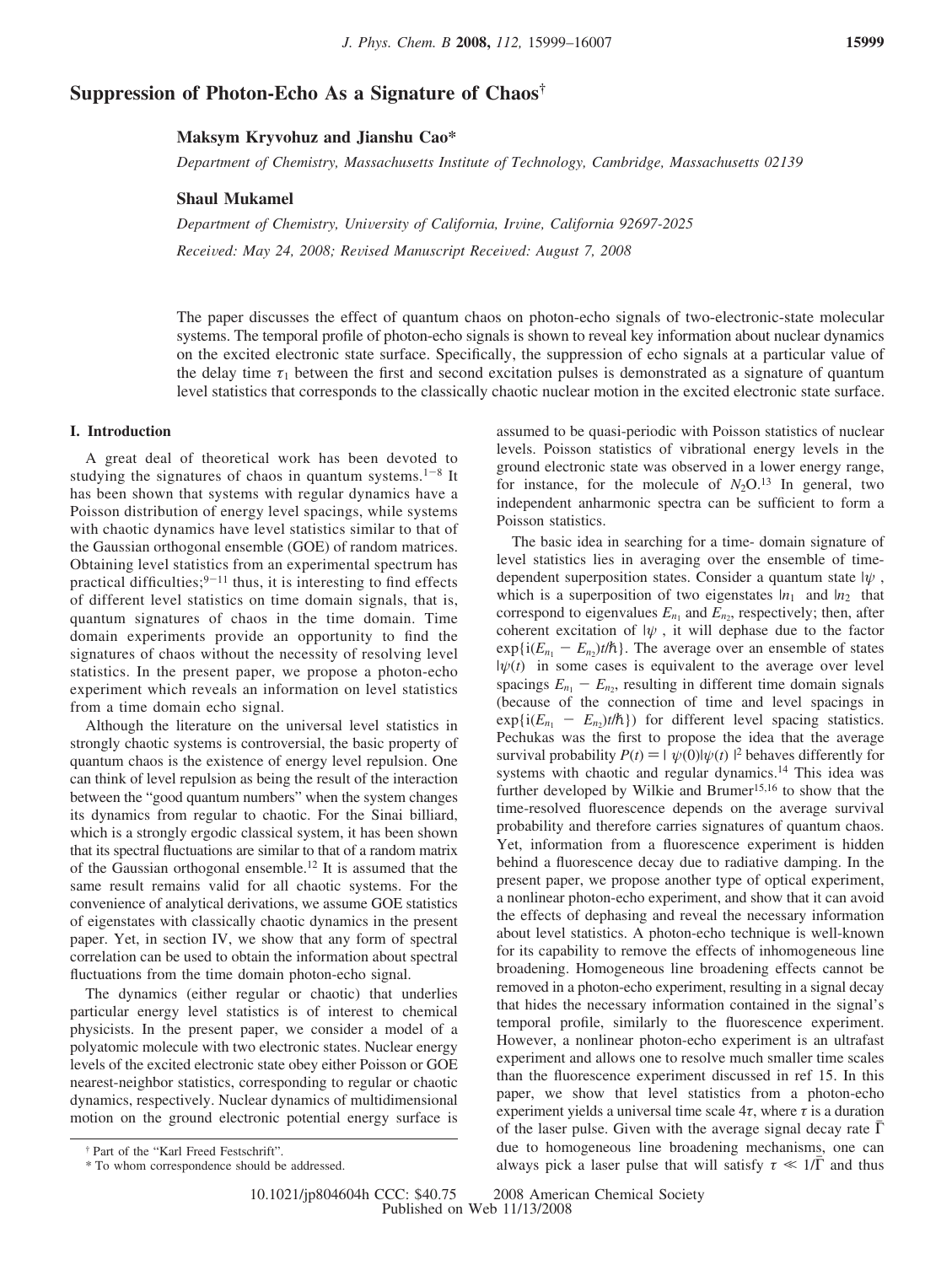# Suppression of Photon-Echo As a Signature of Chaos[†]

**Maksym Kryvohuz and Jianshu Cao***

*Department of Chemistry, Massachusetts Institute of Technology, Cambridge, Massachusetts 02139*

**Shaul Mukamel**

*Department of Chemistry, University of California, Irvine, California 92697-2025*

*Received: May 24, 2008; Revised Manuscript Received: August 7, 2008*

The paper discusses the effect of quantum chaos on photon-echo signals of two-electronic-state molecular systems. The temporal profile of photon-echo signals is shown to reveal key information about nuclear dynamics on the excited electronic state surface. Specifically, the suppression of echo signals at a particular value of the delay time $\tau_1$ between the first and second excitation pulses is demonstrated as a signature of quantum level statistics that corresponds to the classically chaotic nuclear motion in the excited electronic state surface.

## I. Introduction

A great deal of theoretical work has been devoted to studying the signatures of chaos in quantum systems.[1-8] It has been shown that systems with regular dynamics have a Poisson distribution of energy level spacings, while systems with chaotic dynamics have level statistics similar to that of the Gaussian orthogonal ensemble (GOE) of random matrices. Obtaining level statistics from an experimental spectrum has practical difficulties;[9-11] thus, it is interesting to find effects of different level statistics on time domain signals, that is, quantum signatures of chaos in the time domain. Time domain experiments provide an opportunity to find the signatures of chaos without the necessity of resolving level statistics. In the present paper, we propose a photon-echo experiment which reveals an information on level statistics from a time domain echo signal.

Although the literature on the universal level statistics in strongly chaotic systems is controversial, the basic property of quantum chaos is the existence of energy level repulsion. One can think of level repulsion as being the result of the interaction between the "good quantum numbers" when the system changes its dynamics from regular to chaotic. For the Sinai billiard, which is a strongly ergodic classical system, it has been shown that its spectral fluctuations are similar to that of a random matrix of the Gaussian orthogonal ensemble.[12] It is assumed that the same result remains valid for all chaotic systems. For the convenience of analytical derivations, we assume GOE statistics of eigenstates with classically chaotic dynamics in the present paper. Yet, in section IV, we show that any form of spectral correlation can be used to obtain the information about spectral fluctuations from the time domain photon-echo signal.

The dynamics (either regular or chaotic) that underlies particular energy level statistics is of interest to chemical physicists. In the present paper, we consider a model of a polyatomic molecule with two electronic states. Nuclear energy levels of the excited electronic state obey either Poisson or GOE nearest-neighbor statistics, corresponding to regular or chaotic dynamics, respectively. Nuclear dynamics of multidimensional motion on the ground electronic potential energy surface is assumed to be quasi-periodic with Poisson statistics of nuclear levels. Poisson statistics of vibrational energy levels in the ground electronic state was observed in a lower energy range, for instance, for the molecule of $N_2O$.[13] In general, two independent anharmonic spectra can be sufficient to form a Poisson statistics.

The basic idea in searching for a time- domain signature of level statistics lies in averaging over the ensemble of time-dependent superposition states. Consider a quantum state $|\psi\rangle$, which is a superposition of two eigenstates $|n_1\rangle$ and $|n_2\rangle$ that correspond to eigenvalues $E_{n_1}$ and $E_{n_2}$, respectively; then, after coherent excitation of $|\psi\rangle$, it will dephase due to the factor $\exp\{i(E_{n_1} - E_{n_2})t/\hbar\}$. The average over an ensemble of states $|\psi(t)\rangle$ in some cases is equivalent to the average over level spacings $E_{n_1} - E_{n_2}$, resulting in different time domain signals (because of the connection of time and level spacings in $\exp\{i(E_{n_1} - E_{n_2})t/\hbar\}$) for different level spacing statistics. Pechukas was the first to propose the idea that the average survival probability $P(t) = |\langle\psi(0)|\psi(t)\rangle|^2$ behaves differently for systems with chaotic and regular dynamics.[14] This idea was further developed by Wilkie and Brumer[15,16] to show that the time-resolved fluorescence depends on the average survival probability and therefore carries signatures of quantum chaos. Yet, information from a fluorescence experiment is hidden behind a fluorescence decay due to radiative damping. In the present paper, we propose another type of optical experiment, a nonlinear photon-echo experiment, and show that it can avoid the effects of dephasing and reveal the necessary information about level statistics. A photon-echo technique is well-known for its capability to remove the effects of inhomogeneous line broadening. Homogeneous line broadening effects cannot be removed in a photon-echo experiment, resulting in a signal decay that hides the necessary information contained in the signal's temporal profile, similarly to the fluorescence experiment. However, a nonlinear photon-echo experiment is an ultrafast experiment and allows one to resolve much smaller time scales than the fluorescence experiment discussed in ref 15. In this paper, we show that level statistics from a photon-echo experiment yields a universal time scale $4\tau$, where $\tau$ is a duration of the laser pulse. Given with the average signal decay rate $\bar{\Gamma}$ due to homogeneous line broadening mechanisms, one can always pick a laser pulse that will satisfy $\tau \ll 1/\bar{\Gamma}$ and thus

† Part of the "Karl Freed Festschrift".

* To whom correspondence should be addressed.

10.1021/jp804604h CCC: \$40.75 © 2008 American Chemical Society
Published on Web 11/13/2008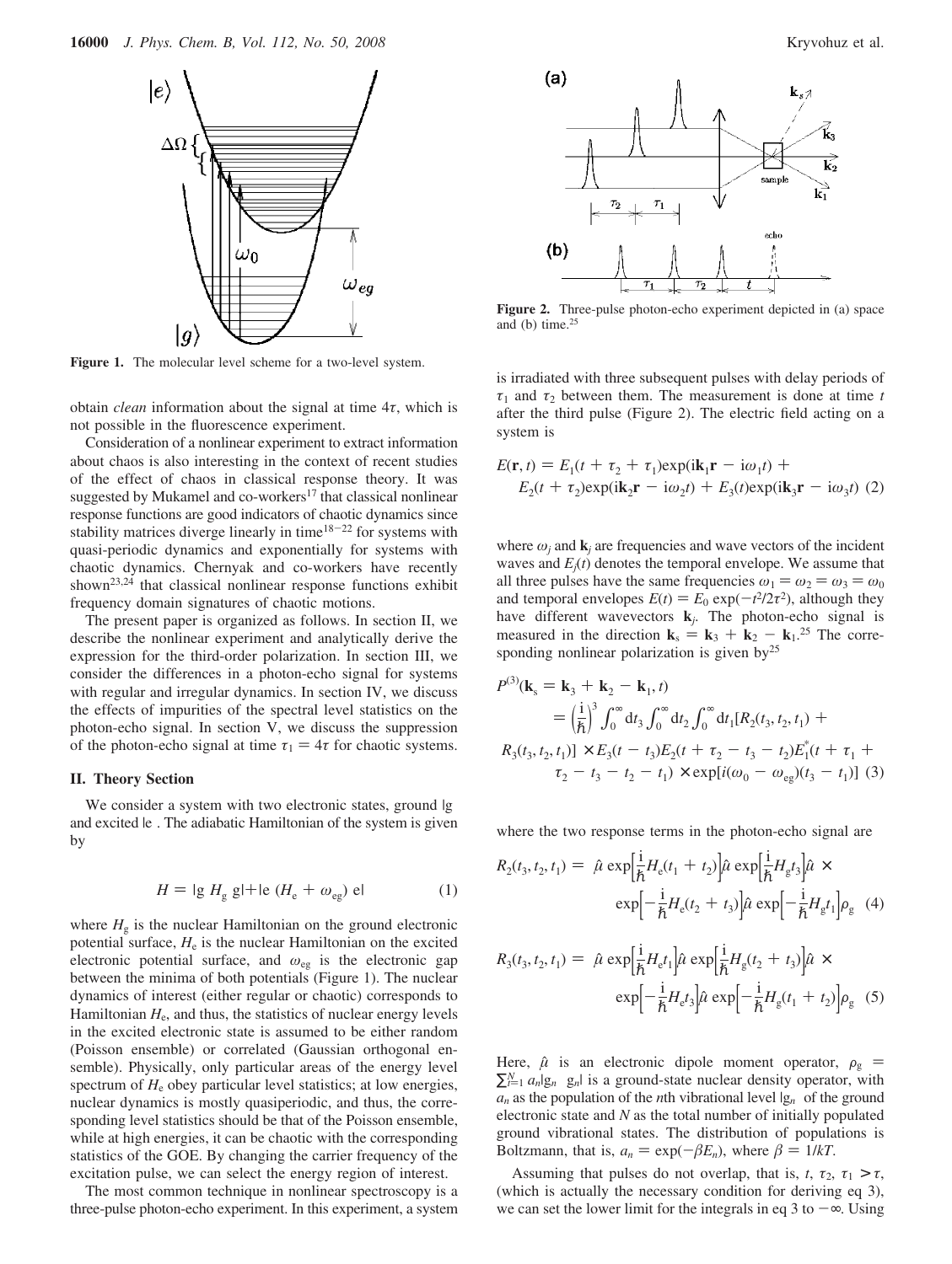**Figure 1.** The molecular level scheme for a two-level system.

obtain *clean* information about the signal at time $4\tau$, which is not possible in the fluorescence experiment.

Consideration of a nonlinear experiment to extract information about chaos is also interesting in the context of recent studies of the effect of chaos in classical response theory. It was suggested by Mukamel and co-workers[17] that classical nonlinear response functions are good indicators of chaotic dynamics since stability matrices diverge linearly in time[18−22] for systems with quasi-periodic dynamics and exponentially for systems with chaotic dynamics. Chernyak and co-workers have recently shown[23,24] that classical nonlinear response functions exhibit frequency domain signatures of chaotic motions.

The present paper is organized as follows. In section II, we describe the nonlinear experiment and analytically derive the expression for the third-order polarization. In section III, we consider the differences in a photon-echo signal for systems with regular and irregular dynamics. In section IV, we discuss the effects of impurities of the spectral level statistics on the photon-echo signal. In section V, we discuss the suppression of the photon-echo signal at time $\tau_1 = 4\tau$ for chaotic systems.

## II. Theory Section

We consider a system with two electronic states, ground $|g\rangle$ and excited $|e\rangle$. The adiabatic Hamiltonian of the system is given by

$$H = |g\rangle H_g \langle g| + |e\rangle (H_e + \omega_{eg}) \langle e| \quad (1)$$

where $H_g$ is the nuclear Hamiltonian on the ground electronic potential surface, $H_e$ is the nuclear Hamiltonian on the excited electronic potential surface, and $\omega_{eg}$ is the electronic gap between the minima of both potentials (Figure 1). The nuclear dynamics of interest (either regular or chaotic) corresponds to Hamiltonian $H_e$, and thus, the statistics of nuclear energy levels in the excited electronic state is assumed to be either random (Poisson ensemble) or correlated (Gaussian orthogonal ensemble). Physically, only particular areas of the energy level spectrum of $H_e$ obey particular level statistics; at low energies, nuclear dynamics is mostly quasiperiodic, and thus, the corresponding level statistics should be that of the Poisson ensemble, while at high energies, it can be chaotic with the corresponding statistics of the GOE. By changing the carrier frequency of the excitation pulse, we can select the energy region of interest.

The most common technique in nonlinear spectroscopy is a three-pulse photon-echo experiment. In this experiment, a system is irradiated with three subsequent pulses with delay periods of $\tau_1$ and $\tau_2$ between them. The measurement is done at time $t$ after the third pulse (Figure 2). The electric field acting on a system is

**Figure 2.** Three-pulse photon-echo experiment depicted in (a) space and (b) time.[25]

$$E(\mathbf{r}, t) = E_1(t + \tau_2 + \tau_1)\exp(i\mathbf{k}_1\mathbf{r} - i\omega_1 t) + E_2(t + \tau_2)\exp(i\mathbf{k}_2\mathbf{r} - i\omega_2 t) + E_3(t)\exp(i\mathbf{k}_3\mathbf{r} - i\omega_3 t) \quad (2)$$

where $\omega_j$ and $\mathbf{k}_j$ are frequencies and wave vectors of the incident waves and $E_j(t)$ denotes the temporal envelope. We assume that all three pulses have the same frequencies $\omega_1 = \omega_2 = \omega_3 = \omega_0$ and temporal envelopes $E(t) = E_0 \exp(-t^2/2\tau^2)$, although they have different wavevectors $\mathbf{k}_j$. The photon-echo signal is measured in the direction $\mathbf{k}_s = \mathbf{k}_3 + \mathbf{k}_2 - \mathbf{k}_1$.[25] The corresponding nonlinear polarization is given by[25]

$$\begin{aligned}P^{(3)}(\mathbf{k}_s = \mathbf{k}_3 + \mathbf{k}_2 - \mathbf{k}_1, t) &= \left(\frac{i}{\hbar}\right)^3 \int_0^\infty dt_3 \int_0^\infty dt_2 \int_0^\infty dt_1 [R_2(t_3, t_2, t_1) + R_3(t_3, t_2, t_1)] \times E_3(t - t_3)E_2(t + \tau_2 - t_3 - t_2)E_1^*(t + \tau_1 + \\ &\quad \tau_2 - t_3 - t_2 - t_1) \times \exp[i(\omega_0 - \omega_{eg})(t_3 - t_1)] \end{aligned} \quad (3)$$

where the two response terms in the photon-echo signal are

$$R_2(t_3, t_2, t_1) = \langle \hat{\mu} \exp\left[\frac{i}{\hbar}H_e(t_1 + t_2)\right]\hat{\mu} \exp\left[\frac{i}{\hbar}H_g t_3\right]\hat{\mu} \times \exp\left[-\frac{i}{\hbar}H_e(t_2 + t_3)\right]\hat{\mu} \exp\left[-\frac{i}{\hbar}H_g t_1\right]\rho_g\rangle \quad (4)$$

$$R_3(t_3, t_2, t_1) = \langle \hat{\mu} \exp\left[\frac{i}{\hbar}H_e t_1\right]\hat{\mu} \exp\left[\frac{i}{\hbar}H_g(t_2 + t_3)\right]\hat{\mu} \times \exp\left[-\frac{i}{\hbar}H_e t_3\right]\hat{\mu} \exp\left[-\frac{i}{\hbar}H_g(t_1 + t_2)\right]\rho_g\rangle \quad (5)$$

Here, $\hat{\mu}$ is an electronic dipole moment operator, $\rho_g = \sum_{i=1}^{N} a_n|g_n\rangle\langle g_n|$ is a ground-state nuclear density operator, with $a_n$ as the population of the $n$th vibrational level $|g_n\rangle$ of the ground electronic state and $N$ as the total number of initially populated ground vibrational states. The distribution of populations is Boltzmann, that is, $a_n = \exp(-\beta E_n)$, where $\beta = 1/kT$.

Assuming that pulses do not overlap, that is, $t$, $\tau_2$, $\tau_1 > \tau$, (which is actually the necessary condition for deriving eq 3), we can set the lower limit for the integrals in eq 3 to $-\infty$. Using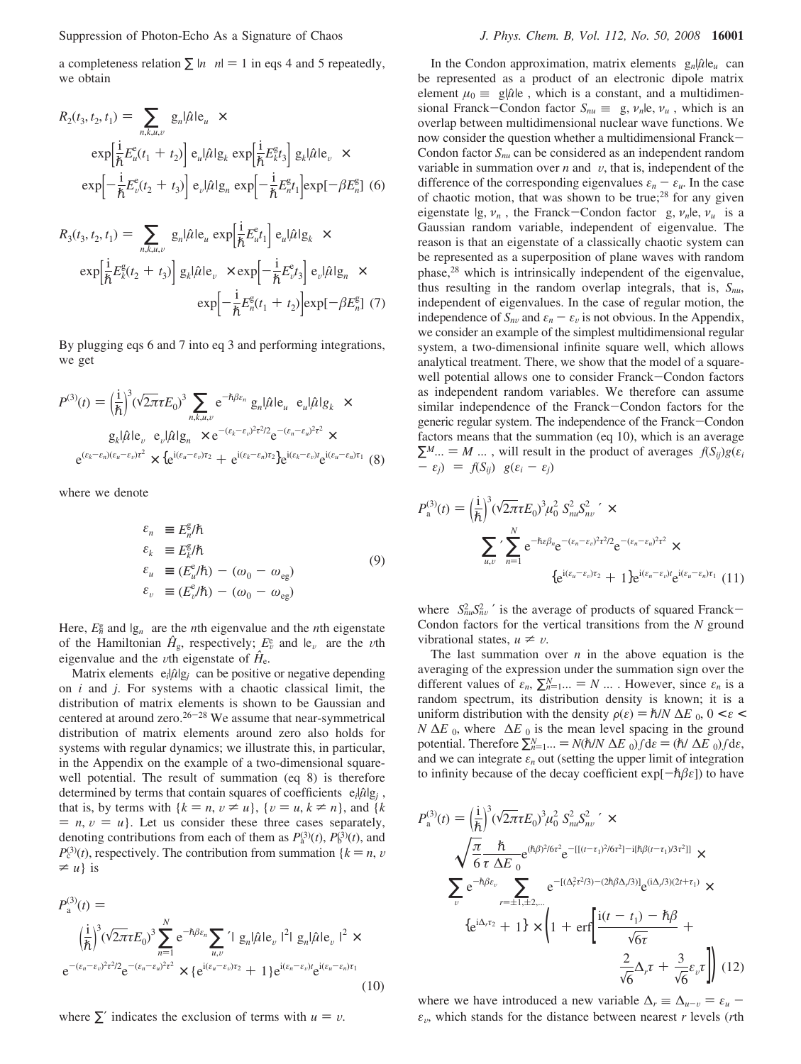a completeness relation $\sum |n\rangle\langle n| = 1$ in eqs 4 and 5 repeatedly, we obtain

$$R_2(t_3, t_2, t_1) = \sum_{n,k,u,v} \langle g_n|\hat{\mu}|e_u\rangle \times \exp\left[\frac{i}{\hbar}E_u^e(t_1 + t_2)\right] \langle e_u|\hat{\mu}|g_k\rangle \exp\left[\frac{i}{\hbar}E_k^g t_3\right] \langle g_k|\hat{\mu}|e_v\rangle \times \exp\left[-\frac{i}{\hbar}E_v^e(t_2 + t_3)\right] \langle e_v|\hat{\mu}|g_n\rangle \exp\left[-\frac{i}{\hbar}E_n^g t_1\right]\exp[-\beta E_n^g] \quad (6)$$

$$R_3(t_3, t_2, t_1) = \sum_{n,k,u,v} \langle g_n|\hat{\mu}|e_u\rangle \exp\left[\frac{i}{\hbar}E_u^e t_1\right] \langle e_u|\hat{\mu}|g_k\rangle \times \exp\left[\frac{i}{\hbar}E_k^g(t_2 + t_3)\right] \langle g_k|\hat{\mu}|e_v\rangle \times \exp\left[-\frac{i}{\hbar}E_v^e t_3\right] \langle e_v|\hat{\mu}|g_n\rangle \times \exp\left[-\frac{i}{\hbar}E_n^g(t_1 + t_2)\right]\exp[-\beta E_n^g] \quad (7)$$

By plugging eqs 6 and 7 into eq 3 and performing integrations, we get

$$P^{(3)}(t) = \left(\frac{i}{\hbar}\right)^3(\sqrt{2\pi}\tau E_0)^3 \sum_{n,k,u,v} e^{-\hbar\beta\varepsilon_n} \langle g_n|\hat{\mu}|e_u\rangle\langle e_u|\hat{\mu}|g_k\rangle \times \langle g_k|\hat{\mu}|e_v\rangle\langle e_v|\hat{\mu}|g_n\rangle \times e^{-(\varepsilon_k-\varepsilon_v)^2\tau^2/2}e^{-(\varepsilon_n-\varepsilon_u)^2\tau^2} \times e^{(\varepsilon_k-\varepsilon_n)(\varepsilon_u-\varepsilon_v)\tau^2} \times \{e^{i(\varepsilon_u-\varepsilon_v)\tau_2} + e^{i(\varepsilon_k-\varepsilon_n)\tau_2}\}e^{i(\varepsilon_k-\varepsilon_v)t}e^{i(\varepsilon_u-\varepsilon_n)\tau_1} \quad (8)$$

where we denote

$$\begin{aligned} \varepsilon_n &\equiv E_n^g/\hbar \\ \varepsilon_k &\equiv E_k^g/\hbar \\ \varepsilon_u &\equiv (E_u^e/\hbar) - (\omega_0 - \omega_{eg}) \\ \varepsilon_v &\equiv (E_v^e/\hbar) - (\omega_0 - \omega_{eg}) \end{aligned} \quad (9)$$

Here, $E_n^g$ and $|g_n\rangle$ are the $n$th eigenvalue and the $n$th eigenstate of the Hamiltonian $\hat{H}_g$, respectively; $E_v^e$ and $|e_v\rangle$ are the $v$th eigenvalue and the $v$th eigenstate of $\hat{H}_e$.

Matrix elements $\langle e_i|\hat{\mu}|g_j\rangle$ can be positive or negative depending on $i$ and $j$. For systems with a chaotic classical limit, the distribution of matrix elements is shown to be Gaussian and centered at around zero.[26-28] We assume that near-symmetrical distribution of matrix elements around zero also holds for systems with regular dynamics; we illustrate this, in particular, in the Appendix on the example of a two-dimensional square-well potential. The result of summation (eq 8) is therefore determined by terms that contain squares of coefficients $\langle e_i|\hat{\mu}|g_j\rangle$, that is, by terms with $\{k = n, v \neq u\}$, $\{v = u, k \neq n\}$, and $\{k = n, v = u\}$. Let us consider these three cases separately, denoting contributions from each of them as $P_a^{(3)}(t)$, $P_b^{(3)}(t)$, and $P_c^{(3)}(t)$, respectively. The contribution from summation $\{k = n, v \neq u\}$ is

$$P_a^{(3)}(t) = \left(\frac{i}{\hbar}\right)^3(\sqrt{2\pi}\tau E_0)^3 \sum_{n=1}^{N} e^{-\hbar\beta\varepsilon_n} \sum_{u,v}{}' |\langle g_n|\hat{\mu}|e_v\rangle|^2 |\langle g_n|\hat{\mu}|e_v\rangle|^2 \times e^{-(\varepsilon_n-\varepsilon_v)^2\tau^2/2}e^{-(\varepsilon_n-\varepsilon_u)^2\tau^2} \times \{e^{i(\varepsilon_u-\varepsilon_v)\tau_2} + 1\}e^{i(\varepsilon_n-\varepsilon_v)t}e^{i(\varepsilon_u-\varepsilon_n)\tau_1} \quad (10)$$

where $\sum'$ indicates the exclusion of terms with $u = v$.

In the Condon approximation, matrix elements $\langle g_n|\hat{\mu}|e_u\rangle$ can be represented as a product of an electronic dipole matrix element $\mu_0 \equiv \langle g|\hat{\mu}|e\rangle$, which is a constant, and a multidimensional Franck–Condon factor $S_{nu} \equiv \langle g, \nu_n|e, \nu_u\rangle$, which is an overlap between multidimensional nuclear wave functions. We now consider the question whether a multidimensional Franck–Condon factor $S_{nu}$ can be considered as an independent random variable in summation over $n$ and $v$, that is, independent of the difference of the corresponding eigenvalues $\varepsilon_n - \varepsilon_u$. In the case of chaotic motion, that was shown to be true;[28] for any given eigenstate $|g, \nu_n\rangle$, the Franck–Condon factor $\langle g, \nu_n|e, \nu_u\rangle$ is a Gaussian random variable, independent of eigenvalue. The reason is that an eigenstate of a classically chaotic system can be represented as a superposition of plane waves with random phase,[28] which is intrinsically independent of the eigenvalue, thus resulting in the random overlap integrals, that is, $S_{nu}$, independent of eigenvalues. In the case of regular motion, the independence of $S_{nv}$ and $\varepsilon_n - \varepsilon_v$ is not obvious. In the Appendix, we consider an example of the simplest multidimensional regular system, a two-dimensional infinite square well, which allows analytical treatment. There, we show that the model of a square-well potential allows one to consider Franck–Condon factors as independent random variables. We therefore can assume similar independence of the Franck–Condon factors for the generic regular system. The independence of the Franck–Condon factors means that the summation (eq 10), which is an average $\sum^M ... = M\langle ...\rangle$, will result in the product of averages $\langle f(S_{ij})g(\varepsilon_i - \varepsilon_j)\rangle = \langle f(S_{ij})\rangle\langle g(\varepsilon_i - \varepsilon_j)\rangle$

$$P_a^{(3)}(t) = \left(\frac{i}{\hbar}\right)^3(\sqrt{2\pi}\tau E_0)^3\mu_0^2\langle S_{nu}^2S_{nv}^2\rangle' \times \sum_{u,v}{}' \sum_{n=1}^{N} e^{-\hbar\varepsilon\beta_n}e^{-(\varepsilon_n-\varepsilon_v)^2\tau^2/2}e^{-(\varepsilon_n-\varepsilon_u)^2\tau^2} \times \{e^{i(\varepsilon_u-\varepsilon_v)\tau_2} + 1\}e^{i(\varepsilon_n-\varepsilon_v)t}e^{i(\varepsilon_u-\varepsilon_n)\tau_1} \quad (11)$$

where $\langle S_{nu}^2S_{nv}^2\rangle'$ is the average of products of squared Franck–Condon factors for the vertical transitions from the $N$ ground vibrational states, $u \neq v$.

The last summation over $n$ in the above equation is the averaging of the expression under the summation sign over the different values of $\varepsilon_n$, $\sum_{n=1}^{N} ... = N\langle ...\rangle$. However, since $\varepsilon_n$ is a random spectrum, its distribution density is known; it is a uniform distribution with the density $\rho(\varepsilon) = \hbar/N\Delta E_0$, $0 < \varepsilon < N\Delta E_0$, where $\Delta E_0$ is the mean level spacing in the ground potential. Therefore $\sum_{n=1}^{N} ... = N(\hbar/N\Delta E_0)\int d\varepsilon = (\hbar/\Delta E_0)\int d\varepsilon$, and we can integrate $\varepsilon_n$ out (setting the upper limit of integration to infinity because of the decay coefficient $\exp[-\hbar\beta\varepsilon]$) to have

$$P_a^{(3)}(t) = \left(\frac{i}{\hbar}\right)^3(\sqrt{2\pi}\tau E_0)^3\mu_0^2\langle S_{nu}^2S_{nv}^2\rangle' \times \sqrt{\frac{\pi}{6}}\frac{\hbar}{\tau\,\Delta E_0}e^{(\hbar\beta)^2/6\tau^2}e^{-[[(t-\tau_1)^2/6\tau^2]-i[\hbar\beta(t-\tau_1)/3\tau^2]]} \times \sum_v e^{-\hbar\beta\varepsilon_v} \sum_{r=\pm1,\pm2,...} e^{-[(\Delta_r^2\tau^2/3)-(2\hbar\beta\Delta_r/3)]}e^{(i\Delta_r/3)(2t+\tau_1)} \times \{e^{i\Delta_r\tau_2} + 1\} \times \left(1 + \mathrm{erf}\left[\frac{i(t-t_1) - \hbar\beta}{\sqrt{6}\tau} + \frac{2}{\sqrt{6}}\Delta_r\tau + \frac{3}{\sqrt{6}}\varepsilon_v\tau\right]\right) \quad (12)$$

where we have introduced a new variable $\Delta_r \equiv \Delta_{u-v} = \varepsilon_u - \varepsilon_v$, which stands for the distance between nearest $r$ levels ($r$th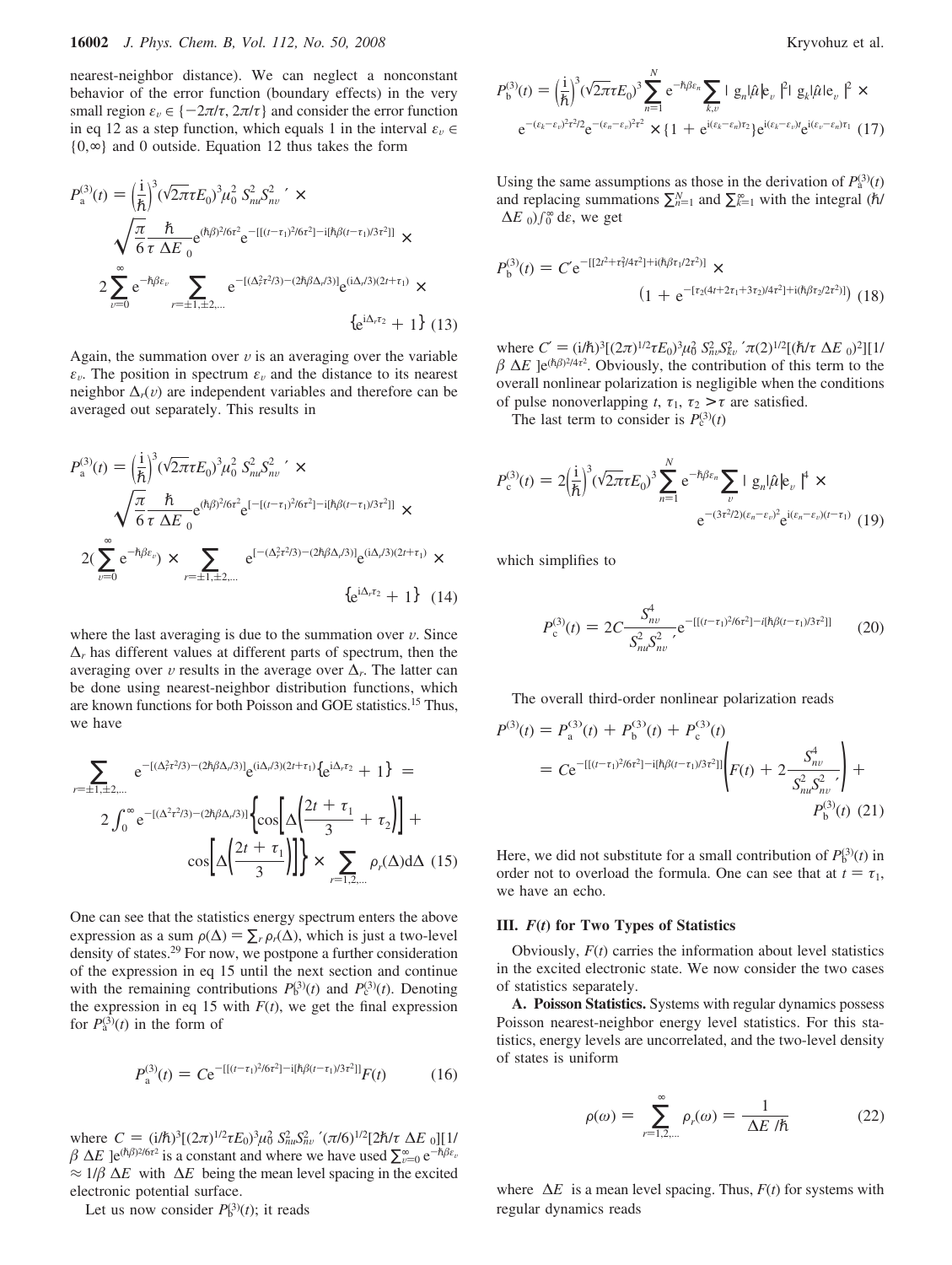nearest-neighbor distance). We can neglect a nonconstant behavior of the error function (boundary effects) in the very small region $\varepsilon_v \in \{-2\pi/\tau, 2\pi/\tau\}$ and consider the error function in eq 12 as a step function, which equals 1 in the interval $\varepsilon_v \in \{0,\infty\}$ and 0 outside. Equation 12 thus takes the form

$$P_a^{(3)}(t) = \left(\frac{i}{\hbar}\right)^3 (\sqrt{2\pi}\tau E_0)^3 \mu_0^2 S_{nu}^2 S_{nv}^{2\,\prime} \times \sqrt{\frac{\pi}{6}}\frac{\hbar}{\tau\,\Delta E_0} e^{(\hbar\beta)^2/6\tau^2} e^{-[[(t-\tau_1)^2/6\tau^2]-i[\hbar\beta(t-\tau_1)/3\tau^2]]} \times 2\sum_{v=0}^{\infty} e^{-\hbar\beta\varepsilon_v} \sum_{r=\pm1,\pm2,...} e^{-[(\Delta_r^2\tau^2/3)-(2\hbar\beta\Delta_r/3)]} e^{(i\Delta_r/3)(2t+\tau_1)} \times \{e^{i\Delta_r\tau_2}+1\} \quad (13)$$

Again, the summation over $v$ is an averaging over the variable $\varepsilon_v$. The position in spectrum $\varepsilon_v$ and the distance to its nearest neighbor $\Delta_r(v)$ are independent variables and therefore can be averaged out separately. This results in

$$P_a^{(3)}(t) = \left(\frac{i}{\hbar}\right)^3 (\sqrt{2\pi}\tau E_0)^3 \mu_0^2 S_{nu}^2 S_{nv}^{2\,\prime} \times \sqrt{\frac{\pi}{6}}\frac{\hbar}{\tau\,\Delta E_0} e^{(\hbar\beta)^2/6\tau^2} e^{[-[(t-\tau_1)^2/6\tau^2]-i[\hbar\beta(t-\tau_1)/3\tau^2]]} \times 2\left(\sum_{v=0}^{\infty} e^{-\hbar\beta\varepsilon_v}\right) \times \sum_{r=\pm1,\pm2,...} e^{[-(\Delta_r^2\tau^2/3)-(2\hbar\beta\Delta_r/3)]} e^{(i\Delta_r/3)(2t+\tau_1)} \times \{e^{i\Delta_r\tau_2}+1\} \quad (14)$$

where the last averaging is due to the summation over $v$. Since $\Delta_r$ has different values at different parts of spectrum, then the averaging over $v$ results in the average over $\Delta_r$. The latter can be done using nearest-neighbor distribution functions, which are known functions for both Poisson and GOE statistics.[15] Thus, we have

$$\sum_{r=\pm1,\pm2,...} e^{-[(\Delta_r^2\tau^2/3)-(2\hbar\beta\Delta_r/3)]} e^{(i\Delta_r/3)(2t+\tau_1)} \{e^{i\Delta_r\tau_2}+1\} = 2\int_0^{\infty} e^{-[(\Delta^2\tau^2/3)-(2\hbar\beta\Delta/3)]} \left\{\cos\left[\Delta\left(\frac{2t+\tau_1}{3}+\tau_2\right)\right] + \cos\left[\Delta\left(\frac{2t+\tau_1}{3}\right)\right]\right\} \times \sum_{r=1,2,...} \rho_r(\Delta)\,d\Delta \quad (15)$$

One can see that the statistics energy spectrum enters the above expression as a sum $\rho(\Delta) = \sum_r \rho_r(\Delta)$, which is just a two-level density of states.[29] For now, we postpone a further consideration of the expression in eq 15 until the next section and continue with the remaining contributions $P_b^{(3)}(t)$ and $P_c^{(3)}(t)$. Denoting the expression in eq 15 with $F(t)$, we get the final expression for $P_a^{(3)}(t)$ in the form of

$$P_a^{(3)}(t) = Ce^{-[[(t-\tau_1)^2/6\tau^2]-i[\hbar\beta(t-\tau_1)/3\tau^2]]}F(t) \quad (16)$$

where $C = (i/\hbar)^3[(2\pi)^{1/2}\tau E_0]^3\mu_0^2 S_{nu}^2 S_{nv}^{2\,\prime}(\pi/6)^{1/2}[2\hbar/\tau\,\Delta E_0][1/\beta\,\Delta E]e^{(\hbar\beta)^2/6\tau^2}$ is a constant and where we have used $\sum_{v=0}^{\infty} e^{-\hbar\beta\varepsilon_v} \approx 1/\beta\,\Delta E$ with $\Delta E$ being the mean level spacing in the excited electronic potential surface.

Let us now consider $P_b^{(3)}(t)$; it reads

$$P_b^{(3)}(t) = \left(\frac{i}{\hbar}\right)^3 (\sqrt{2\pi}\tau E_0)^3 \sum_{n=1}^{N} e^{-\hbar\beta\varepsilon_n} \sum_{k,v} |\langle g_n|\hat{\mu}|e_v\rangle|^2 |\langle g_k|\hat{\mu}|e_v\rangle|^2 \times e^{-(\varepsilon_k-\varepsilon_v)^2\tau^2/2} e^{-(\varepsilon_n-\varepsilon_v)^2\tau^2} \times \{1+e^{i(\varepsilon_k-\varepsilon_n)\tau_2}\} e^{i(\varepsilon_k-\varepsilon_v)t} e^{i(\varepsilon_v-\varepsilon_n)\tau_1} \quad (17)$$

Using the same assumptions as those in the derivation of $P_a^{(3)}(t)$ and replacing summations $\sum_{n=1}^{N}$ and $\sum_{k=1}^{\infty}$ with the integral $(\hbar/\Delta E_0)\int_0^{\infty} d\varepsilon$, we get

$$P_b^{(3)}(t) = C' e^{-[[2t^2+\tau_1^2/4\tau^2]+i(\hbar\beta\tau_1/2\tau^2)]} \times \left(1 + e^{-[\tau_2(4t+2\tau_1+3\tau_2)/4\tau^2]+i(\hbar\beta\tau_2/2\tau^2)]}\right) \quad (18)$$

where $C' = (i/\hbar)^3[(2\pi)^{1/2}\tau E_0]^3\mu_0^2 S_{nv}^2 S_{kv}^{2\,\prime}\pi(2)^{1/2}[(\hbar/\tau\,\Delta E_0)^2][1/\beta\,\Delta E]e^{(\hbar\beta)^2/4\tau^2}$. Obviously, the contribution of this term to the overall nonlinear polarization is negligible when the conditions of pulse nonoverlapping $t, \tau_1, \tau_2 > \tau$ are satisfied.

The last term to consider is $P_c^{(3)}(t)$

$$P_c^{(3)}(t) = 2\left(\frac{i}{\hbar}\right)^3 (\sqrt{2\pi}\tau E_0)^3 \sum_{n=1}^{N} e^{-\hbar\beta\varepsilon_n} \sum_{v} |\langle g_n|\hat{\mu}|e_v\rangle|^4 \times e^{-(3\tau^2/2)(\varepsilon_n-\varepsilon_v)^2} e^{i(\varepsilon_n-\varepsilon_v)(t-\tau_1)} \quad (19)$$

which simplifies to

$$P_c^{(3)}(t) = 2C\frac{S_{nv}^4}{S_{nu}^2 S_{nv}^{2\,\prime}} e^{-[[(t-\tau_1)^2/6\tau^2]-i[\hbar\beta(t-\tau_1)/3\tau^2]]} \quad (20)$$

The overall third-order nonlinear polarization reads

$$P^{(3)}(t) = P_a^{(3)}(t) + P_b^{(3)}(t) + P_c^{(3)}(t) = Ce^{-[[(t-\tau_1)^2/6\tau^2]-i[\hbar\beta(t-\tau_1)/3\tau^2]]}\left(F(t) + 2\frac{S_{nv}^4}{S_{nu}^2 S_{nv}^{2\,\prime}}\right) + P_b^{(3)}(t) \quad (21)$$

Here, we did not substitute for a small contribution of $P_b^{(3)}(t)$ in order not to overload the formula. One can see that at $t = \tau_1$, we have an echo.

## III. $F(t)$ for Two Types of Statistics

Obviously, $F(t)$ carries the information about level statistics in the excited electronic state. We now consider the two cases of statistics separately.

**A. Poisson Statistics.** Systems with regular dynamics possess Poisson nearest-neighbor energy level statistics. For this statistics, energy levels are uncorrelated, and the two-level density of states is uniform

$$\rho(\omega) = \sum_{r=1,2,...}^{\infty} \rho_r(\omega) = \frac{1}{\Delta E/\hbar} \quad (22)$$

where $\Delta E$ is a mean level spacing. Thus, $F(t)$ for systems with regular dynamics reads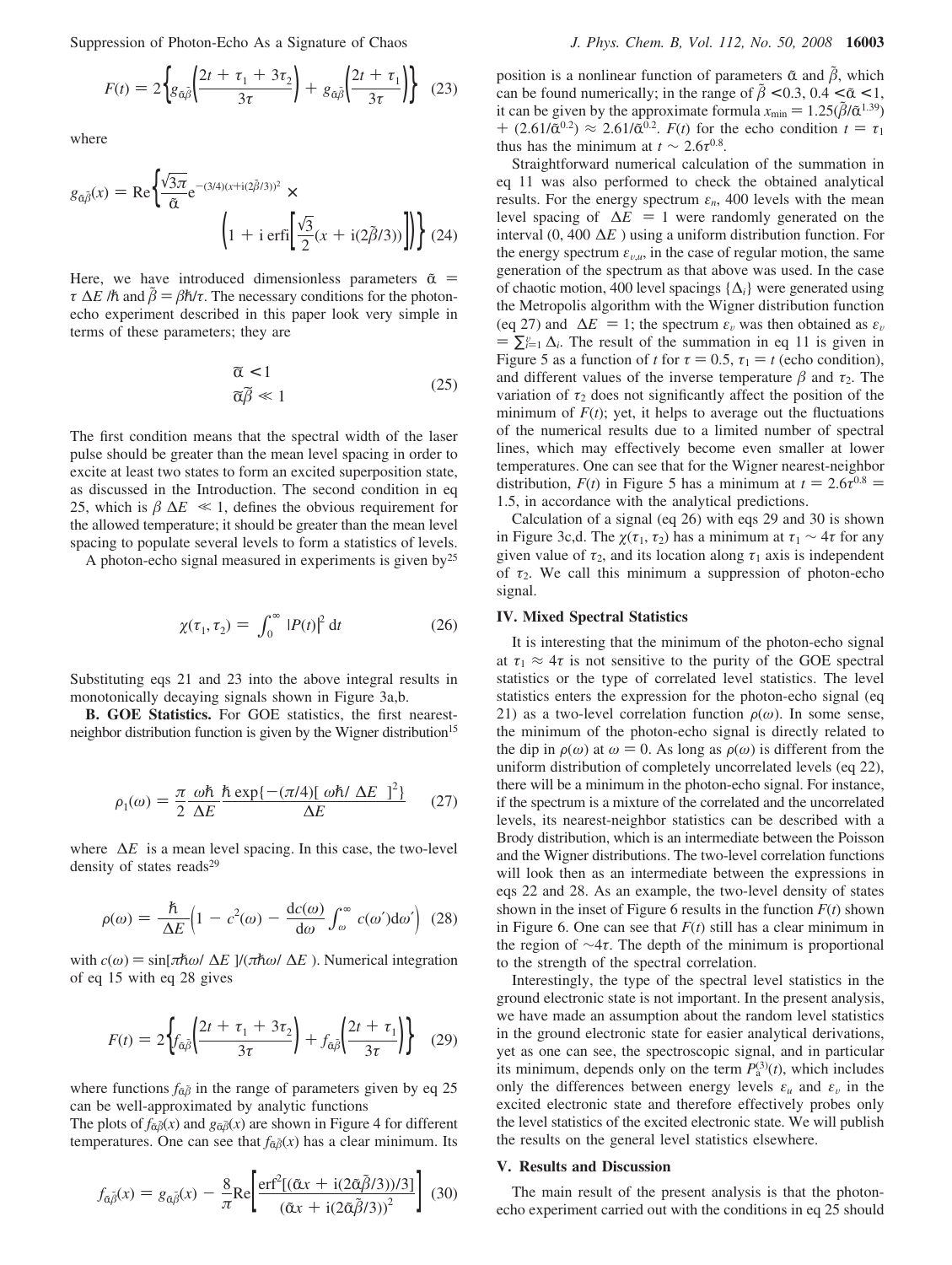$$F(t) = 2\left\{g_{\tilde{\alpha}\tilde{\beta}}\left(\frac{2t + \tau_1 + 3\tau_2}{3\tau}\right) + g_{\tilde{\alpha}\tilde{\beta}}\left(\frac{2t + \tau_1}{3\tau}\right)\right\} \quad (23)$$

where

$$g_{\tilde{\alpha}\tilde{\beta}}(x) = \mathrm{Re}\left\{\frac{\sqrt{3\pi}}{\tilde{\alpha}}e^{-(3/4)(x+\mathrm{i}(2\tilde{\beta}/3))^2} \times \left(1 + \mathrm{i}\,\mathrm{erfi}\left[\frac{\sqrt{3}}{2}(x + \mathrm{i}(2\tilde{\beta}/3))\right]\right)\right\} \quad (24)$$

Here, we have introduced dimensionless parameters $\tilde{\alpha} = \tau\,\Delta E/\hbar$ and $\tilde{\beta} = \beta\hbar/\tau$. The necessary conditions for the photon-echo experiment described in this paper look very simple in terms of these parameters; they are

$$\begin{aligned} \tilde{\alpha} &< 1 \\ \tilde{\alpha}\tilde{\beta} &\ll 1 \end{aligned} \quad (25)$$

The first condition means that the spectral width of the laser pulse should be greater than the mean level spacing in order to excite at least two states to form an excited superposition state, as discussed in the Introduction. The second condition in eq 25, which is $\beta\,\Delta E \ll 1$, defines the obvious requirement for the allowed temperature; it should be greater than the mean level spacing to populate several levels to form a statistics of levels.

A photon-echo signal measured in experiments is given by[25]

$$\chi(\tau_1, \tau_2) = \int_0^\infty |P(t)|^2\,\mathrm{d}t \quad (26)$$

Substituting eqs 21 and 23 into the above integral results in monotonically decaying signals shown in Figure 3a,b.

**B. GOE Statistics.** For GOE statistics, the first nearest-neighbor distribution function is given by the Wigner distribution[15]

$$\rho_1(\omega) = \frac{\pi}{2}\frac{\omega\hbar}{\Delta E}\frac{\hbar\exp\{-(\pi/4)[\omega\hbar/\Delta E]^2\}}{\Delta E} \quad (27)$$

where $\Delta E$ is a mean level spacing. In this case, the two-level density of states reads[29]

$$\rho(\omega) = \frac{\hbar}{\Delta E}\left(1 - c^2(\omega) - \frac{\mathrm{d}c(\omega)}{\mathrm{d}\omega}\int_\omega^\infty c(\omega')\mathrm{d}\omega'\right) \quad (28)$$

with $c(\omega) = \sin[\pi\hbar\omega/\Delta E]/(\pi\hbar\omega/\Delta E)$. Numerical integration of eq 15 with eq 28 gives

$$F(t) = 2\left\{f_{\tilde{\alpha}\tilde{\beta}}\left(\frac{2t + \tau_1 + 3\tau_2}{3\tau}\right) + f_{\tilde{\alpha}\tilde{\beta}}\left(\frac{2t + \tau_1}{3\tau}\right)\right\} \quad (29)$$

where functions $f_{\tilde{\alpha}\tilde{\beta}}$ in the range of parameters given by eq 25 can be well-approximated by analytic functions

$$f_{\tilde{\alpha}\tilde{\beta}}(x) = g_{\tilde{\alpha}\tilde{\beta}}(x) - \frac{8}{\pi}\mathrm{Re}\left[\frac{\mathrm{erf}^2[(\tilde{\alpha}x + \mathrm{i}(2\tilde{\alpha}\tilde{\beta}/3))/3]}{(\tilde{\alpha}x + \mathrm{i}(2\tilde{\alpha}\tilde{\beta}/3))^2}\right] \quad (30)$$

The plots of $f_{\tilde{\alpha}\tilde{\beta}}(x)$ and $g_{\tilde{\alpha}\tilde{\beta}}(x)$ are shown in Figure 4 for different temperatures. One can see that $f_{\tilde{\alpha}\tilde{\beta}}(x)$ has a clear minimum. Its position is a nonlinear function of parameters $\tilde{\alpha}$ and $\tilde{\beta}$, which can be found numerically; in the range of $\tilde{\beta} < 0.3$, $0.4 < \tilde{\alpha} < 1$, it can be given by the approximate formula $x_{\min} = 1.25(\tilde{\beta}/\tilde{\alpha}^{1.39}) + (2.61/\tilde{\alpha}^{0.2}) \approx 2.61/\tilde{\alpha}^{0.2}$. $F(t)$ for the echo condition $t = \tau_1$ thus has the minimum at $t \sim 2.6\tau^{0.8}$.

Straightforward numerical calculation of the summation in eq 11 was also performed to check the obtained analytical results. For the energy spectrum $\varepsilon_n$, 400 levels with the mean level spacing of $\Delta E = 1$ were randomly generated on the interval $(0, 400\,\Delta E)$ using a uniform distribution function. For the energy spectrum $\varepsilon_{\upsilon,u}$, in the case of regular motion, the same generation of the spectrum as that above was used. In the case of chaotic motion, 400 level spacings $\{\Delta_i\}$ were generated using the Metropolis algorithm with the Wigner distribution function (eq 27) and $\Delta E = 1$; the spectrum $\varepsilon_\upsilon$ was then obtained as $\varepsilon_\upsilon = \sum_{i=1}^{\upsilon}\Delta_i$. The result of the summation in eq 11 is given in Figure 5 as a function of $t$ for $\tau = 0.5$, $\tau_1 = t$ (echo condition), and different values of the inverse temperature $\beta$ and $\tau_2$. The variation of $\tau_2$ does not significantly affect the position of the minimum of $F(t)$; yet, it helps to average out the fluctuations of the numerical results due to a limited number of spectral lines, which may effectively become even smaller at lower temperatures. One can see that for the Wigner nearest-neighbor distribution, $F(t)$ in Figure 5 has a minimum at $t = 2.6\tau^{0.8} = 1.5$, in accordance with the analytical predictions.

Calculation of a signal (eq 26) with eqs 29 and 30 is shown in Figure 3c,d. The $\chi(\tau_1, \tau_2)$ has a minimum at $\tau_1 \sim 4\tau$ for any given value of $\tau_2$, and its location along $\tau_1$ axis is independent of $\tau_2$. We call this minimum a suppression of photon-echo signal.

## IV. Mixed Spectral Statistics

It is interesting that the minimum of the photon-echo signal at $\tau_1 \approx 4\tau$ is not sensitive to the purity of the GOE spectral statistics or the type of correlated level statistics. The level statistics enters the expression for the photon-echo signal (eq 21) as a two-level correlation function $\rho(\omega)$. In some sense, the minimum of the photon-echo signal is directly related to the dip in $\rho(\omega)$ at $\omega = 0$. As long as $\rho(\omega)$ is different from the uniform distribution of completely uncorrelated levels (eq 22), there will be a minimum in the photon-echo signal. For instance, if the spectrum is a mixture of the correlated and the uncorrelated levels, its nearest-neighbor statistics can be described with a Brody distribution, which is an intermediate between the Poisson and the Wigner distributions. The two-level correlation functions will look then as an intermediate between the expressions in eqs 22 and 28. As an example, the two-level density of states shown in the inset of Figure 6 results in the function $F(t)$ shown in Figure 6. One can see that $F(t)$ still has a clear minimum in the region of $\sim 4\tau$. The depth of the minimum is proportional to the strength of the spectral correlation.

Interestingly, the type of the spectral level statistics in the ground electronic state is not important. In the present analysis, we have made an assumption about the random level statistics in the ground electronic state for easier analytical derivations, yet as one can see, the spectroscopic signal, and in particular its minimum, depends only on the term $P_a^{(3)}(t)$, which includes only the differences between energy levels $\varepsilon_u$ and $\varepsilon_\upsilon$ in the excited electronic state and therefore effectively probes only the level statistics of the excited electronic state. We will publish the results on the general level statistics elsewhere.

## V. Results and Discussion

The main result of the present analysis is that the photon-echo experiment carried out with the conditions in eq 25 should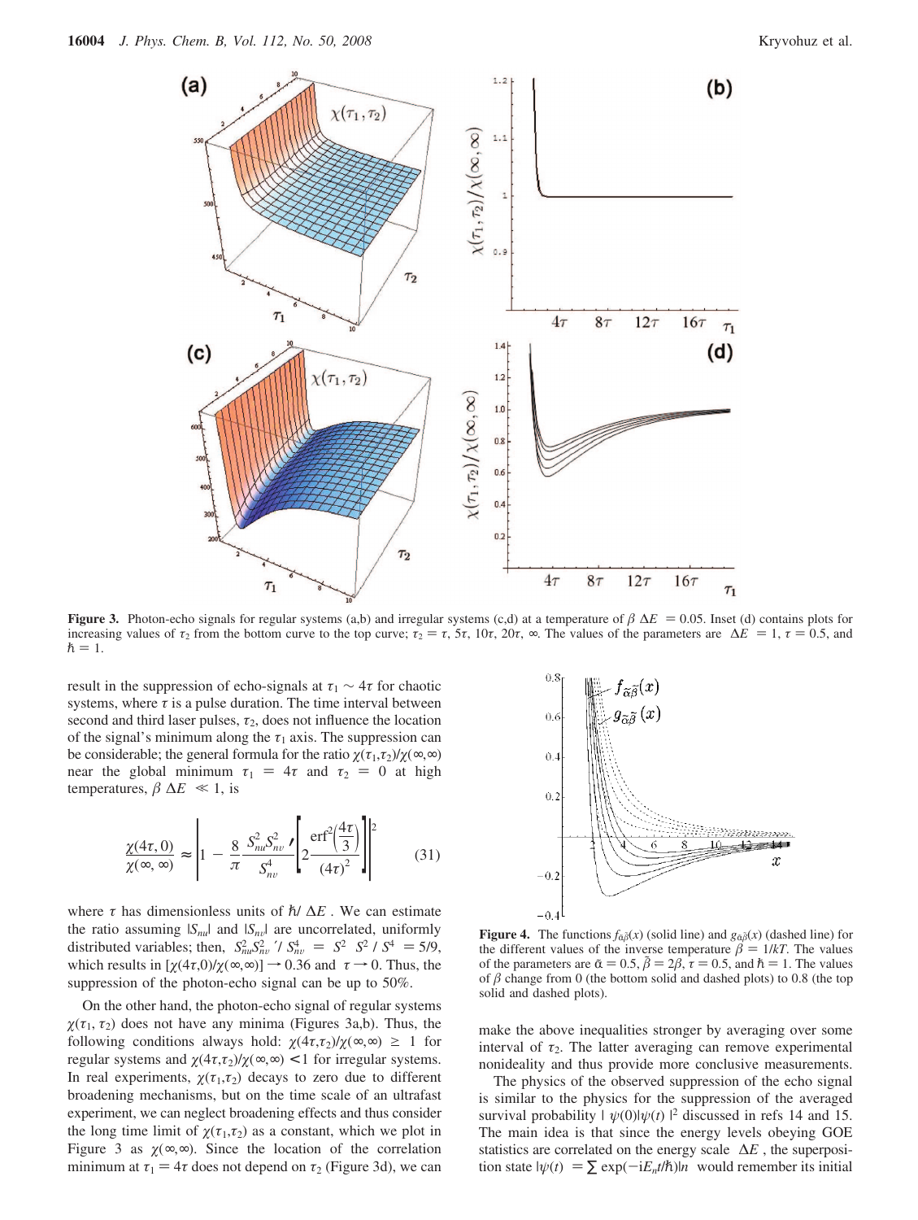**Figure 3.** Photon-echo signals for regular systems (a,b) and irregular systems (c,d) at a temperature of $\beta\ \Delta E = 0.05$. Inset (d) contains plots for increasing values of $\tau_2$ from the bottom curve to the top curve; $\tau_2 = \tau$, $5\tau$, $10\tau$, $20\tau$, $\infty$. The values of the parameters are $\Delta E = 1$, $\tau = 0.5$, and $\hbar = 1$.

result in the suppression of echo-signals at $\tau_1 \sim 4\tau$ for chaotic systems, where $\tau$ is a pulse duration. The time interval between second and third laser pulses, $\tau_2$, does not influence the location of the signal's minimum along the $\tau_1$ axis. The suppression can be considerable; the general formula for the ratio $\chi(\tau_1,\tau_2)/\chi(\infty,\infty)$ near the global minimum $\tau_1 = 4\tau$ and $\tau_2 = 0$ at high temperatures, $\beta\ \Delta E \ll 1$, is

$$\frac{\chi(4\tau, 0)}{\chi(\infty, \infty)} \approx \left|1 - \frac{8}{\pi} \frac{\overline{S_{nu}^2 S_{nv}^2}'}{\overline{S_{nv}^4}} \left[2\frac{\mathrm{erf}^2\left(\frac{4\tau}{3}\right)}{(4\tau)^2}\right]\right|^2 \tag{31}$$

where $\tau$ has dimensionless units of $\hbar/\ \Delta E$ . We can estimate the ratio assuming $|S_{nu}|$ and $|S_{nv}|$ are uncorrelated, uniformly distributed variables; then, $\overline{S_{nu}^2 S_{nv}^2}'/\ \overline{S_{nv}^4} = \overline{S^2}\ \overline{S^2}/\ \overline{S^4} = 5/9$, which results in $[\chi(4\tau,0)/\chi(\infty,\infty)] \rightarrow 0.36$ and $\tau \rightarrow 0$. Thus, the suppression of the photon-echo signal can be up to 50%.

On the other hand, the photon-echo signal of regular systems $\chi(\tau_1, \tau_2)$ does not have any minima (Figures 3a,b). Thus, the following conditions always hold: $\chi(4\tau,\tau_2)/\chi(\infty,\infty) \geq 1$ for regular systems and $\chi(4\tau,\tau_2)/\chi(\infty,\infty) < 1$ for irregular systems. In real experiments, $\chi(\tau_1,\tau_2)$ decays to zero due to different broadening mechanisms, but on the time scale of an ultrafast experiment, we can neglect broadening effects and thus consider the long time limit of $\chi(\tau_1,\tau_2)$ as a constant, which we plot in Figure 3 as $\chi(\infty,\infty)$. Since the location of the correlation minimum at $\tau_1 = 4\tau$ does not depend on $\tau_2$ (Figure 3d), we can make the above inequalities stronger by averaging over some interval of $\tau_2$. The latter averaging can remove experimental nonideality and thus provide more conclusive measurements.

**Figure 4.** The functions $f_{\tilde{\alpha}\tilde{\beta}}(x)$ (solid line) and $g_{\tilde{\alpha}\tilde{\beta}}(x)$ (dashed line) for the different values of the inverse temperature $\beta = 1/kT$. The values of the parameters are $\tilde{\alpha} = 0.5$, $\tilde{\beta} = 2\beta$, $\tau = 0.5$, and $\hbar = 1$. The values of $\beta$ change from 0 (the bottom solid and dashed plots) to 0.8 (the top solid and dashed plots).

The physics of the observed suppression of the echo signal is similar to the physics for the suppression of the averaged survival probability $|\langle\psi(0)|\psi(t)\rangle|^2$ discussed in refs 14 and 15. The main idea is that since the energy levels obeying GOE statistics are correlated on the energy scale $\Delta E$ , the superposition state $|\psi(t)\rangle = \sum \exp(-iE_n t/\hbar)|n\rangle$ would remember its initial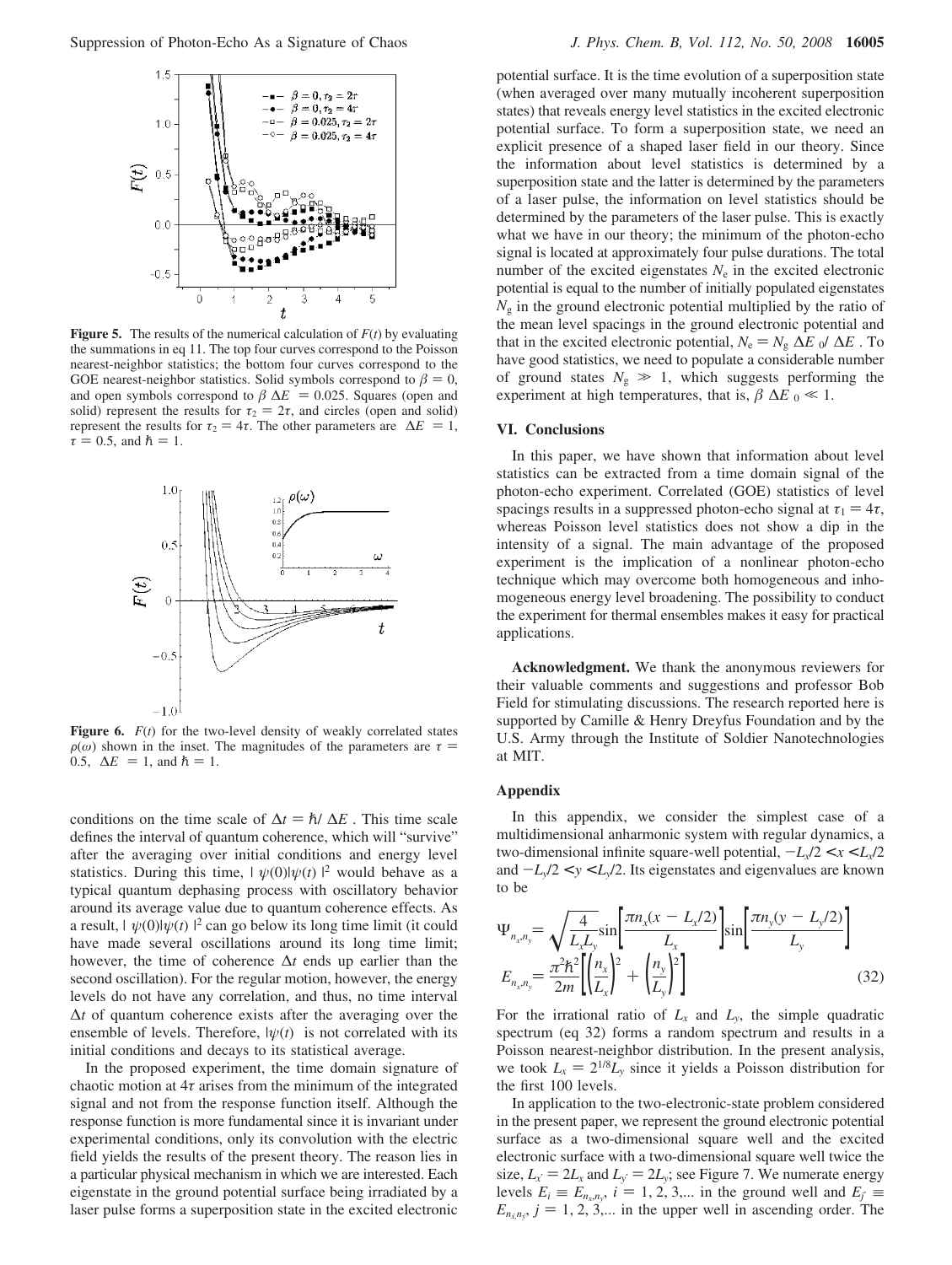**Figure 5.** The results of the numerical calculation of $F(t)$ by evaluating the summations in eq 11. The top four curves correspond to the Poisson nearest-neighbor statistics; the bottom four curves correspond to the GOE nearest-neighbor statistics. Solid symbols correspond to $\beta = 0$, and open symbols correspond to $\beta\ \Delta E = 0.025$. Squares (open and solid) represent the results for $\tau_2 = 2\tau$, and circles (open and solid) represent the results for $\tau_2 = 4\tau$. The other parameters are $\Delta E = 1$, $\tau = 0.5$, and $\hbar = 1$.

**Figure 6.** $F(t)$ for the two-level density of weakly correlated states $\rho(\omega)$ shown in the inset. The magnitudes of the parameters are $\tau = 0.5$, $\Delta E = 1$, and $\hbar = 1$.

conditions on the time scale of $\Delta t = \hbar/\Delta E$. This time scale defines the interval of quantum coherence, which will "survive" after the averaging over initial conditions and energy level statistics. During this time, $|\langle\psi(0)|\psi(t)\rangle|^2$ would behave as a typical quantum dephasing process with oscillatory behavior around its average value due to quantum coherence effects. As a result, $|\langle\psi(0)|\psi(t)\rangle|^2$ can go below its long time limit (it could have made several oscillations around its long time limit; however, the time of coherence $\Delta t$ ends up earlier than the second oscillation). For the regular motion, however, the energy levels do not have any correlation, and thus, no time interval $\Delta t$ of quantum coherence exists after the averaging over the ensemble of levels. Therefore, $|\psi(t)\rangle$ is not correlated with its initial conditions and decays to its statistical average.

In the proposed experiment, the time domain signature of chaotic motion at $4\tau$ arises from the minimum of the integrated signal and not from the response function itself. Although the response function is more fundamental since it is invariant under experimental conditions, only its convolution with the electric field yields the results of the present theory. The reason lies in a particular physical mechanism in which we are interested. Each eigenstate in the ground potential surface being irradiated by a laser pulse forms a superposition state in the excited electronic potential surface. It is the time evolution of a superposition state (when averaged over many mutually incoherent superposition states) that reveals energy level statistics in the excited electronic potential surface. To form a superposition state, we need an explicit presence of a shaped laser field in our theory. Since the information about level statistics is determined by a superposition state and the latter is determined by the parameters of a laser pulse, the information on level statistics should be determined by the parameters of the laser pulse. This is exactly what we have in our theory; the minimum of the photon-echo signal is located at approximately four pulse durations. The total number of the excited eigenstates $N_e$ in the excited electronic potential is equal to the number of initially populated eigenstates $N_g$ in the ground electronic potential multiplied by the ratio of the mean level spacings in the ground electronic potential and that in the excited electronic potential, $N_e = N_g\ \Delta E_0/\Delta E$. To have good statistics, we need to populate a considerable number of ground states $N_g \gg 1$, which suggests performing the experiment at high temperatures, that is, $\beta\ \Delta E_0 \ll 1$.

## VI. Conclusions

In this paper, we have shown that information about level statistics can be extracted from a time domain signal of the photon-echo experiment. Correlated (GOE) statistics of level spacings results in a suppressed photon-echo signal at $\tau_1 = 4\tau$, whereas Poisson level statistics does not show a dip in the intensity of a signal. The main advantage of the proposed experiment is the implication of a nonlinear photon-echo technique which may overcome both homogeneous and inhomogeneous energy level broadening. The possibility to conduct the experiment for thermal ensembles makes it easy for practical applications.

**Acknowledgment.** We thank the anonymous reviewers for their valuable comments and suggestions and professor Bob Field for stimulating discussions. The research reported here is supported by Camille & Henry Dreyfus Foundation and by the U.S. Army through the Institute of Soldier Nanotechnologies at MIT.

## Appendix

In this appendix, we consider the simplest case of a multidimensional anharmonic system with regular dynamics, a two-dimensional infinite square-well potential, $-L_x/2 < x < L_x/2$ and $-L_y/2 < y < L_y/2$. Its eigenstates and eigenvalues are known to be

$$
\Psi_{n_x,n_y} = \sqrt{\frac{4}{L_x L_y}} \sin\left[\frac{\pi n_x (x - L_x/2)}{L_x}\right] \sin\left[\frac{\pi n_y (y - L_y/2)}{L_y}\right]
$$
$$
E_{n_x,n_y} = \frac{\pi^2 \hbar^2}{2m}\left[\left(\frac{n_x}{L_x}\right)^2 + \left(\frac{n_y}{L_y}\right)^2\right] \tag{32}
$$

For the irrational ratio of $L_x$ and $L_y$, the simple quadratic spectrum (eq 32) forms a random spectrum and results in a Poisson nearest-neighbor distribution. In the present analysis, we took $L_x = 2^{1/8} L_y$ since it yields a Poisson distribution for the first 100 levels.

In application to the two-electronic-state problem considered in the present paper, we represent the ground electronic potential surface as a two-dimensional square well and the excited electronic surface with a two-dimensional square well twice the size, $L_{x'} = 2L_x$ and $L_{y'} = 2L_y$; see Figure 7. We numerate energy levels $E_i \equiv E_{n_x,n_y}$, $i = 1, 2, 3,...$ in the ground well and $E_{j'} \equiv E_{n_x n_y}$, $j = 1, 2, 3,...$ in the upper well in ascending order. The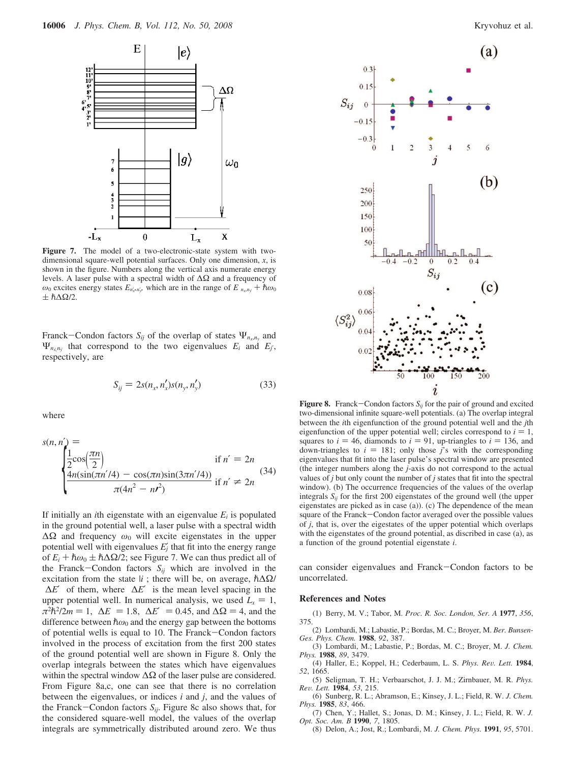Figure 7. The model of a two-electronic-state system with two-dimensional square-well potential surfaces. Only one dimension, $x$, is shown in the figure. Numbers along the vertical axis numerate energy levels. A laser pulse with a spectral width of $\Delta\Omega$ and a frequency of $\omega_0$ excites energy states $E_{n_x',n_y'}$ which are in the range of $E_{n_x,n_y} + \hbar\omega_0 \pm \hbar\Delta\Omega/2$.

Franck–Condon factors $S_{ij}$ of the overlap of states $\Psi_{n_x,n_y}$ and $\Psi_{n_x',n_y'}$ that correspond to the two eigenvalues $E_i$ and $E_{j'}$, respectively, are

$$S_{ij} = 2s(n_x, n_x')s(n_y, n_y') \tag{33}$$

where

$$s(n, n') = \begin{cases} \dfrac{1}{2}\cos\left(\dfrac{\pi n}{2}\right) & \text{if } n' = 2n \\ \dfrac{4n(\sin(\pi n'/4) - \cos(\pi n)\sin(3\pi n'/4))}{\pi(4n^2 - n'^2)} & \text{if } n' \neq 2n \end{cases} \tag{34}$$

If initially an $i$th eigenstate with an eigenvalue $E_i$ is populated in the ground potential well, a laser pulse with a spectral width $\Delta\Omega$ and frequency $\omega_0$ will excite eigenstates in the upper potential well with eigenvalues $E_j'$ that fit into the energy range of $E_i + \hbar\omega_0 \pm \hbar\Delta\Omega/2$; see Figure 7. We can thus predict all of the Franck–Condon factors $S_{ij}$ which are involved in the excitation from the state $|i$ ; there will be, on average, $\hbar\Delta\Omega/\Delta E'$ of them, where $\Delta E'$ is the mean level spacing in the upper potential well. In numerical analysis, we used $L_x = 1$, $\pi^2\hbar^2/2m = 1$, $\Delta E = 1.8$, $\Delta E' = 0.45$, and $\Delta\Omega = 4$, and the difference between $\hbar\omega_0$ and the energy gap between the bottoms of potential wells is equal to 10. The Franck–Condon factors involved in the process of excitation from the first 200 states of the ground potential well are shown in Figure 8. Only the overlap integrals between the states which have eigenvalues within the spectral window $\Delta\Omega$ of the laser pulse are considered. From Figure 8a,c, one can see that there is no correlation between the eigenvalues, or indices $i$ and $j$, and the values of the Franck–Condon factors $S_{ij}$. Figure 8c also shows that, for the considered square-well model, the values of the overlap integrals are symmetrically distributed around zero. We thus can consider eigenvalues and Franck–Condon factors to be uncorrelated.

Figure 8. Franck–Condon factors $S_{ij}$ for the pair of ground and excited two-dimensional infinite square-well potentials. (a) The overlap integral between the $i$th eigenfunction of the ground potential well and the $j$th eigenfunction of the upper potential well; circles correspond to $i = 1$, squares to $i = 46$, diamonds to $i = 91$, up-triangles to $i = 136$, and down-triangles to $i = 181$; only those $j$'s with the corresponding eigenvalues that fit into the laser pulse's spectral window are presented (the integer numbers along the $j$-axis do not correspond to the actual values of $j$ but only count the number of $j$ states that fit into the spectral window). (b) The occurrence frequencies of the values of the overlap integrals $S_{ij}$ for the first 200 eigenstates of the ground well (the upper eigenstates are picked as in case (a)). (c) The dependence of the mean square of the Franck–Condon factor averaged over the possible values of $j$, that is, over the eigestates of the upper potential which overlaps with the eigenstates of the ground potential, as discribed in case (a), as a function of the ground potential eigenstate $i$.

## References and Notes

(1) Berry, M. V.; Tabor, M. *Proc. R. Soc. London, Ser. A* **1977**, *356*, 375.

(2) Lombardi, M.; Labastie, P.; Bordas, M. C.; Broyer, M. *Ber. Bunsen-Ges. Phys. Chem.* **1988**, *92*, 387.

(3) Lombardi, M.; Labastie, P.; Bordas, M. C.; Broyer, M. *J. Chem. Phys.* **1988**, *89*, 3479.

(4) Haller, E.; Koppel, H.; Cederbaum, L. S. *Phys. Rev. Lett.* **1984**, *52*, 1665.

(5) Seligman, T. H.; Verbaarschot, J. J. M.; Zirnbauer, M. R. *Phys. Rev. Lett.* **1984**, *53*, 215.

(6) Sunberg, R. L.; Abramson, E.; Kinsey, J. L.; Field, R. W. *J. Chem. Phys.* **1985**, *83*, 466.

(7) Chen, Y.; Hallet, S.; Jonas, D. M.; Kinsey, J. L.; Field, R. W. *J. Opt. Soc. Am. B* **1990**, *7*, 1805.

(8) Delon, A.; Jost, R.; Lombardi, M. *J. Chem. Phys.* **1991**, *95*, 5701.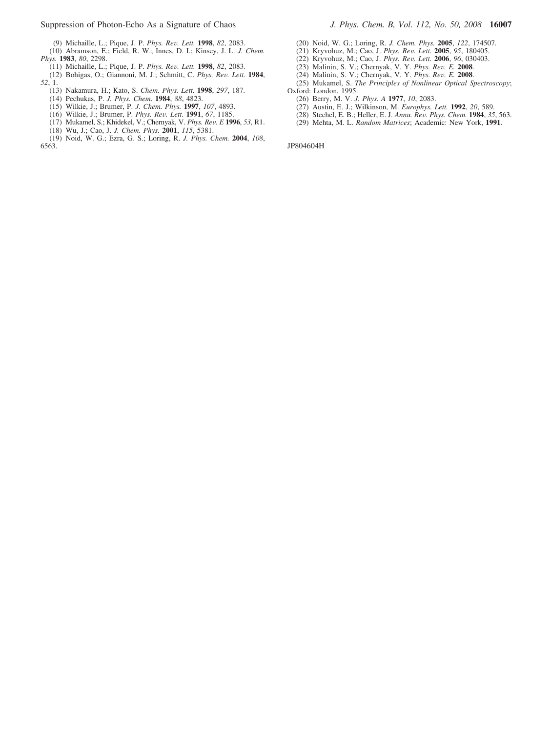(9) Michaille, L.; Pique, J. P. *Phys. Rev. Lett.* **1998**, *82*, 2083.

(10) Abramson, E.; Field, R. W.; Innes, D. I.; Kinsey, J. L. *J. Chem. Phys.* **1983**, *80*, 2298.

(11) Michaille, L.; Pique, J. P. *Phys. Rev. Lett.* **1998**, *82*, 2083.

(12) Bohigas, O.; Giannoni, M. J.; Schmitt, C. *Phys. Rev. Lett.* **1984**, *52*, 1.

(13) Nakamura, H.; Kato, S. *Chem. Phys. Lett.* **1998**, *297*, 187.

(14) Pechukas, P. *J. Phys. Chem.* **1984**, *88*, 4823.

(15) Wilkie, J.; Brumer, P. *J. Chem. Phys.* **1997**, *107*, 4893.

(16) Wilkie, J.; Brumer, P. *Phys. Rev. Lett.* **1991**, *67*, 1185.

(17) Mukamel, S.; Khidekel, V.; Chernyak, V. *Phys. Rev. E* **1996**, *53*, R1.

(18) Wu, J.; Cao, J. *J. Chem. Phys.* **2001**, *115*, 5381.

(19) Noid, W. G.; Ezra, G. S.; Loring, R. *J. Phys. Chem.* **2004**, *108*, 6563.

(20) Noid, W. G.; Loring, R. *J. Chem. Phys.* **2005**, *122*, 174507.

(21) Kryvohuz, M.; Cao, J. *Phys. Rev. Lett.* **2005**, *95*, 180405.

(22) Kryvohuz, M.; Cao, J. *Phys. Rev. Lett.* **2006**, *96*, 030403.

(23) Malinin, S. V.; Chernyak, V. Y. *Phys. Rev. E.* **2008**.

(24) Malinin, S. V.; Chernyak, V. Y. *Phys. Rev. E.* **2008**.

(25) Mukamel, S. *The Principles of Nonlinear Optical Spectroscopy*; Oxford: London, 1995.

(26) Berry, M. V. *J. Phys. A* **1977**, *10*, 2083.

(27) Austin, E. J.; Wilkinson, M. *Europhys. Lett.* **1992**, *20*, 589.

(28) Stechel, E. B.; Heller, E. J. *Annu. Rev. Phys. Chem.* **1984**, *35*, 563.

(29) Mehta, M. L. *Random Matrices*; Academic: New York, **1991**.

JP804604H